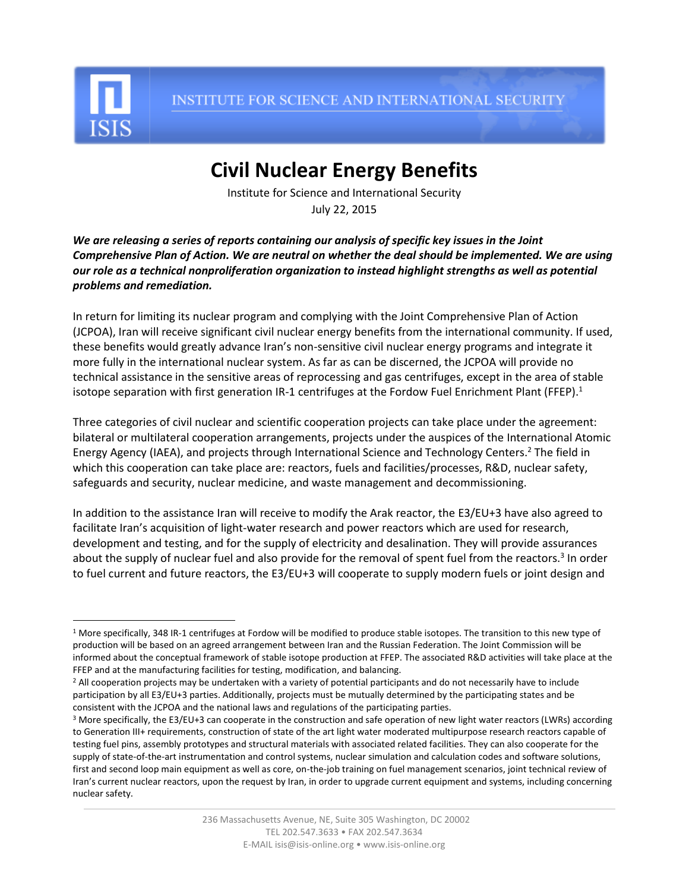# Civil Nuclear Energy Benefits

Institute for Science and International Security
July 22, 2015

***We are releasing a series of reports containing our analysis of specific key issues in the Joint Comprehensive Plan of Action. We are neutral on whether the deal should be implemented. We are using our role as a technical nonproliferation organization to instead highlight strengths as well as potential problems and remediation.***

In return for limiting its nuclear program and complying with the Joint Comprehensive Plan of Action (JCPOA), Iran will receive significant civil nuclear energy benefits from the international community. If used, these benefits would greatly advance Iran's non-sensitive civil nuclear energy programs and integrate it more fully in the international nuclear system. As far as can be discerned, the JCPOA will provide no technical assistance in the sensitive areas of reprocessing and gas centrifuges, except in the area of stable isotope separation with first generation IR-1 centrifuges at the Fordow Fuel Enrichment Plant (FFEP).[1]

Three categories of civil nuclear and scientific cooperation projects can take place under the agreement: bilateral or multilateral cooperation arrangements, projects under the auspices of the International Atomic Energy Agency (IAEA), and projects through International Science and Technology Centers.[2] The field in which this cooperation can take place are: reactors, fuels and facilities/processes, R&D, nuclear safety, safeguards and security, nuclear medicine, and waste management and decommissioning.

In addition to the assistance Iran will receive to modify the Arak reactor, the E3/EU+3 have also agreed to facilitate Iran's acquisition of light-water research and power reactors which are used for research, development and testing, and for the supply of electricity and desalination. They will provide assurances about the supply of nuclear fuel and also provide for the removal of spent fuel from the reactors.[3] In order to fuel current and future reactors, the E3/EU+3 will cooperate to supply modern fuels or joint design and

---

[1] More specifically, 348 IR-1 centrifuges at Fordow will be modified to produce stable isotopes. The transition to this new type of production will be based on an agreed arrangement between Iran and the Russian Federation. The Joint Commission will be informed about the conceptual framework of stable isotope production at FFEP. The associated R&D activities will take place at the FFEP and at the manufacturing facilities for testing, modification, and balancing.

[2] All cooperation projects may be undertaken with a variety of potential participants and do not necessarily have to include participation by all E3/EU+3 parties. Additionally, projects must be mutually determined by the participating states and be consistent with the JCPOA and the national laws and regulations of the participating parties.

[3] More specifically, the E3/EU+3 can cooperate in the construction and safe operation of new light water reactors (LWRs) according to Generation III+ requirements, construction of state of the art light water moderated multipurpose research reactors capable of testing fuel pins, assembly prototypes and structural materials with associated related facilities. They can also cooperate for the supply of state-of-the-art instrumentation and control systems, nuclear simulation and calculation codes and software solutions, first and second loop main equipment as well as core, on-the-job training on fuel management scenarios, joint technical review of Iran's current nuclear reactors, upon the request by Iran, in order to upgrade current equipment and systems, including concerning nuclear safety.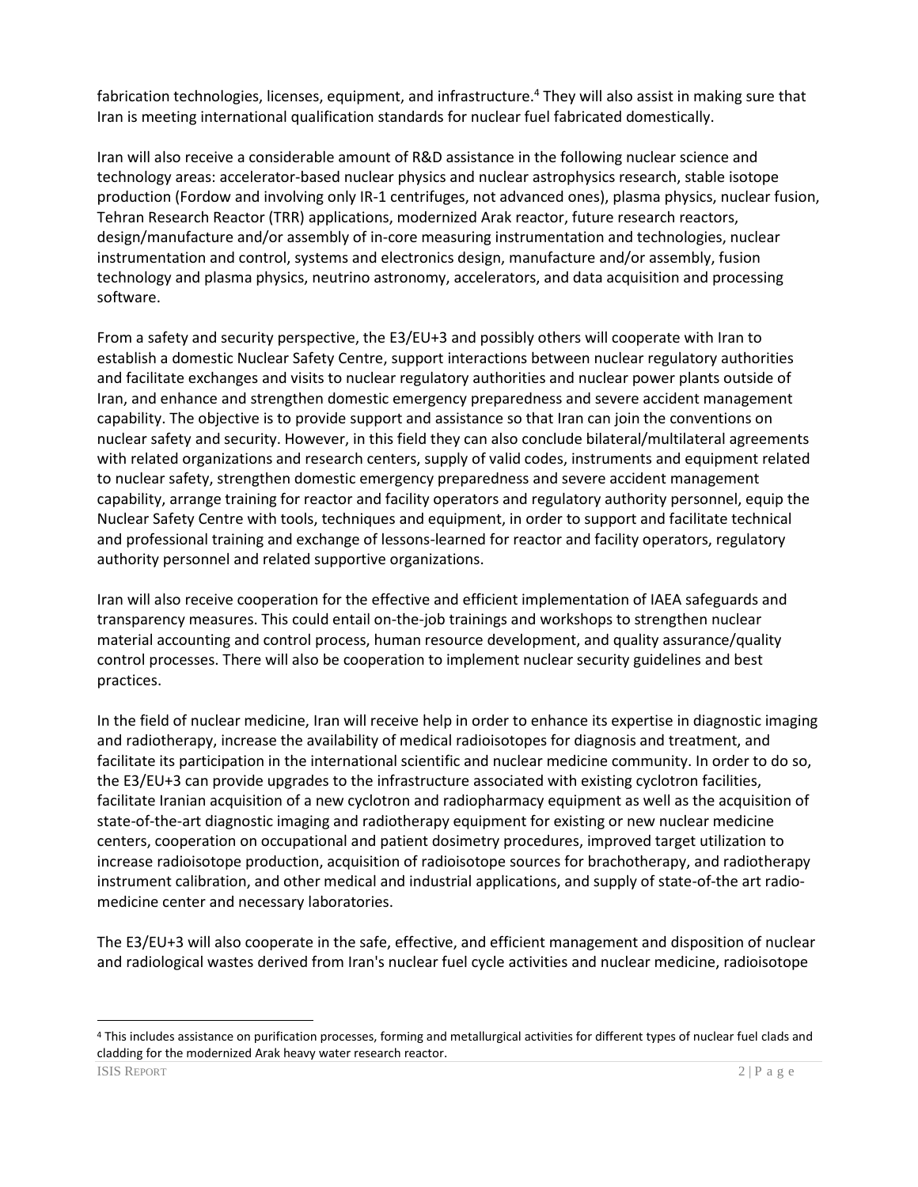fabrication technologies, licenses, equipment, and infrastructure.[4] They will also assist in making sure that Iran is meeting international qualification standards for nuclear fuel fabricated domestically.

Iran will also receive a considerable amount of R&D assistance in the following nuclear science and technology areas: accelerator-based nuclear physics and nuclear astrophysics research, stable isotope production (Fordow and involving only IR-1 centrifuges, not advanced ones), plasma physics, nuclear fusion, Tehran Research Reactor (TRR) applications, modernized Arak reactor, future research reactors, design/manufacture and/or assembly of in-core measuring instrumentation and technologies, nuclear instrumentation and control, systems and electronics design, manufacture and/or assembly, fusion technology and plasma physics, neutrino astronomy, accelerators, and data acquisition and processing software.

From a safety and security perspective, the E3/EU+3 and possibly others will cooperate with Iran to establish a domestic Nuclear Safety Centre, support interactions between nuclear regulatory authorities and facilitate exchanges and visits to nuclear regulatory authorities and nuclear power plants outside of Iran, and enhance and strengthen domestic emergency preparedness and severe accident management capability. The objective is to provide support and assistance so that Iran can join the conventions on nuclear safety and security. However, in this field they can also conclude bilateral/multilateral agreements with related organizations and research centers, supply of valid codes, instruments and equipment related to nuclear safety, strengthen domestic emergency preparedness and severe accident management capability, arrange training for reactor and facility operators and regulatory authority personnel, equip the Nuclear Safety Centre with tools, techniques and equipment, in order to support and facilitate technical and professional training and exchange of lessons-learned for reactor and facility operators, regulatory authority personnel and related supportive organizations.

Iran will also receive cooperation for the effective and efficient implementation of IAEA safeguards and transparency measures. This could entail on-the-job trainings and workshops to strengthen nuclear material accounting and control process, human resource development, and quality assurance/quality control processes. There will also be cooperation to implement nuclear security guidelines and best practices.

In the field of nuclear medicine, Iran will receive help in order to enhance its expertise in diagnostic imaging and radiotherapy, increase the availability of medical radioisotopes for diagnosis and treatment, and facilitate its participation in the international scientific and nuclear medicine community. In order to do so, the E3/EU+3 can provide upgrades to the infrastructure associated with existing cyclotron facilities, facilitate Iranian acquisition of a new cyclotron and radiopharmacy equipment as well as the acquisition of state-of-the-art diagnostic imaging and radiotherapy equipment for existing or new nuclear medicine centers, cooperation on occupational and patient dosimetry procedures, improved target utilization to increase radioisotope production, acquisition of radioisotope sources for brachotherapy, and radiotherapy instrument calibration, and other medical and industrial applications, and supply of state-of-the art radio-medicine center and necessary laboratories.

The E3/EU+3 will also cooperate in the safe, effective, and efficient management and disposition of nuclear and radiological wastes derived from Iran's nuclear fuel cycle activities and nuclear medicine, radioisotope

---

[4] This includes assistance on purification processes, forming and metallurgical activities for different types of nuclear fuel clads and cladding for the modernized Arak heavy water research reactor.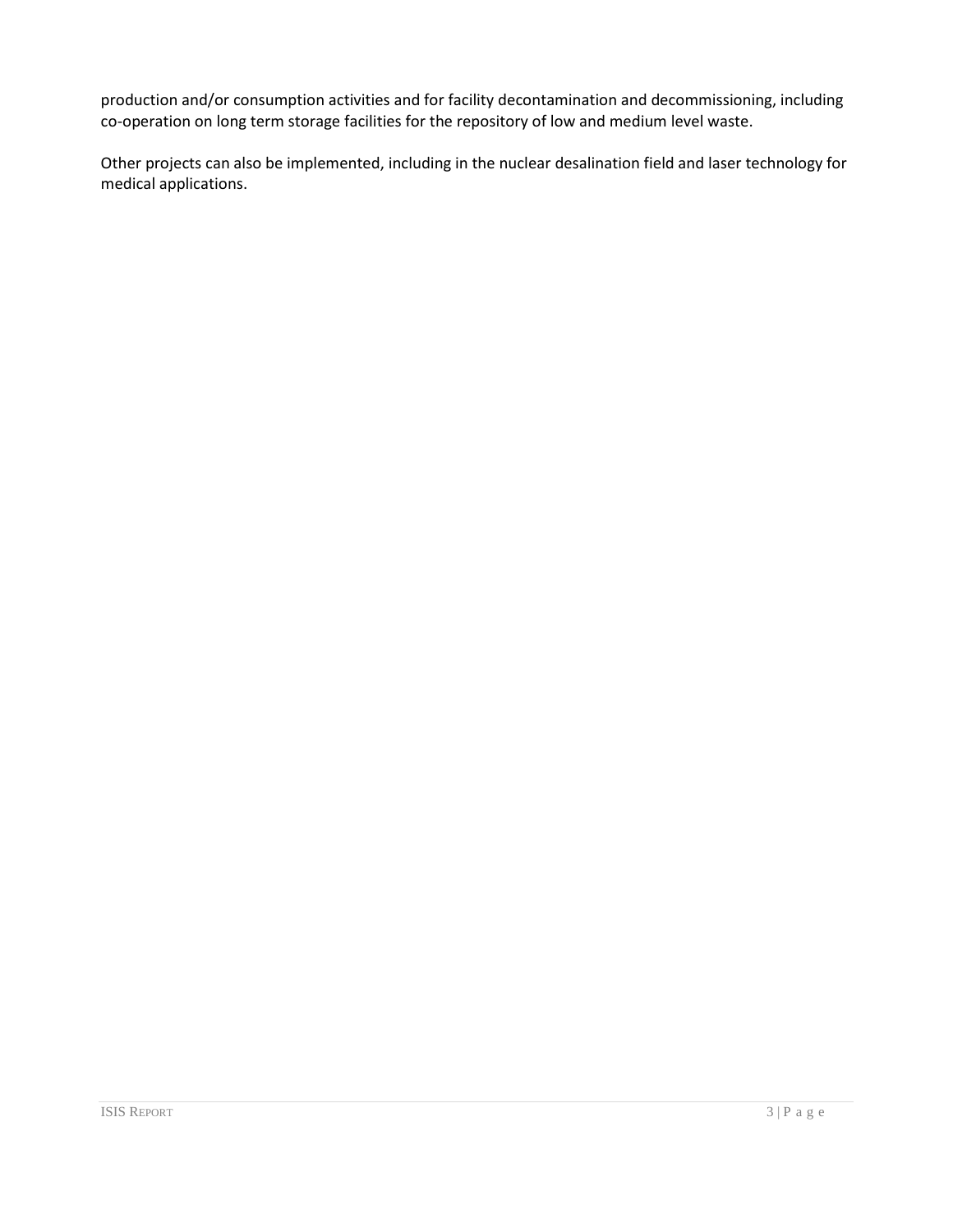production and/or consumption activities and for facility decontamination and decommissioning, including co-operation on long term storage facilities for the repository of low and medium level waste.

Other projects can also be implemented, including in the nuclear desalination field and laser technology for medical applications.